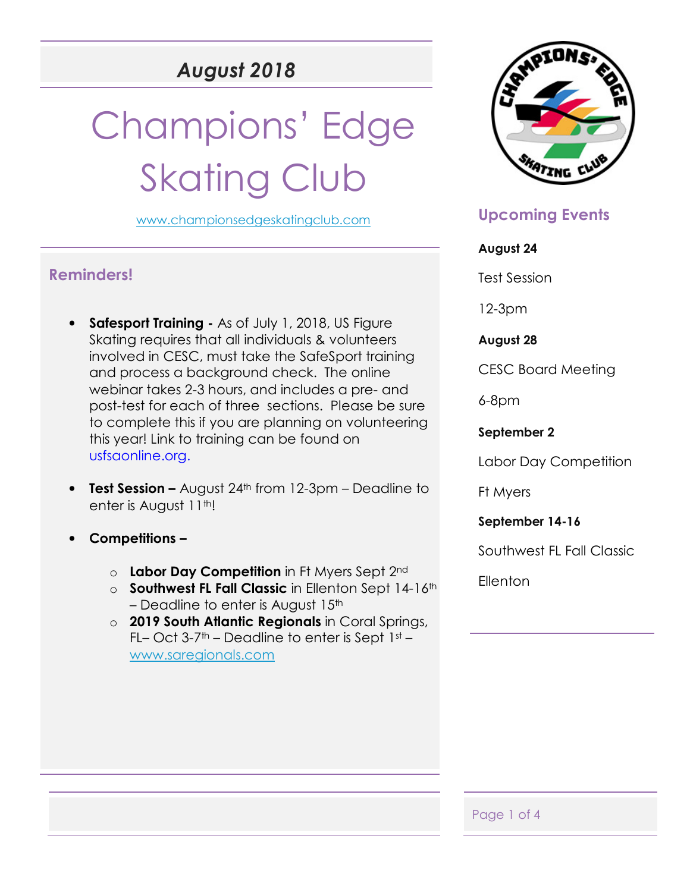*August 2018*

# Champions' Edge Skating Club

www.championsedgeskatingclub.com

## Reminders!

- **Safesport Training -** As of July 1, 2018, US Figure Skating requires that all individuals & volunteers involved in CESC, must take the SafeSport training and process a background check. The online webinar takes 2-3 hours, and includes a pre- and post-test for each of three sections. Please be sure to complete this if you are planning on volunteering this year! Link to training can be found on usfsaonline.org.
- **Test Session –** August 24th from 12-3pm – Deadline to enter is August 11th!
- **Competitions –**
  - **Labor Day Competition** in Ft Myers Sept 2nd
  - **Southwest FL Fall Classic** in Ellenton Sept 14-16th – Deadline to enter is August 15th
  - **2019 South Atlantic Regionals** in Coral Springs, FL– Oct 3-7th – Deadline to enter is Sept 1st – www.saregionals.com

## Upcoming Events

**August 24**

Test Session

12-3pm

**August 28**

CESC Board Meeting

6-8pm

**September 2**

Labor Day Competition

Ft Myers

**September 14-16**

Southwest FL Fall Classic

Ellenton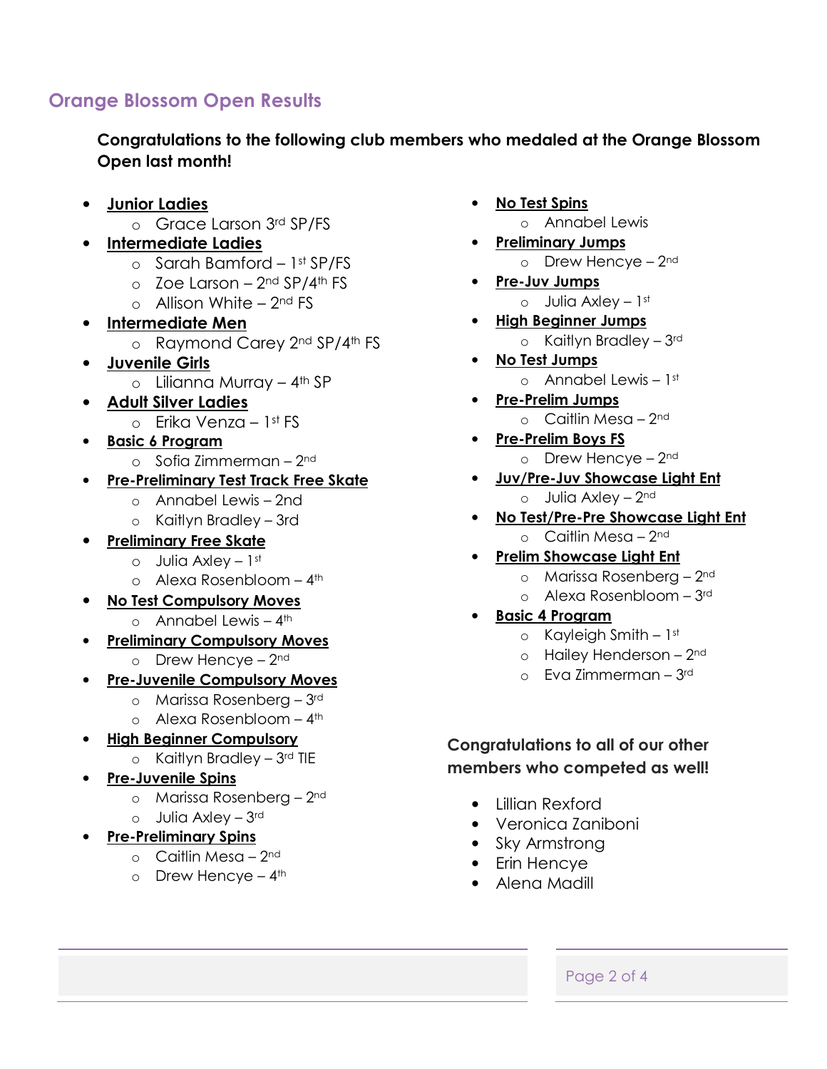## Orange Blossom Open Results

**Congratulations to the following club members who medaled at the Orange Blossom Open last month!**

- **Junior Ladies**
  - Grace Larson 3rd SP/FS
- **Intermediate Ladies**
  - Sarah Bamford – 1st SP/FS
  - Zoe Larson – 2nd SP/4th FS
  - Allison White – 2nd FS
- **Intermediate Men**
  - Raymond Carey 2nd SP/4th FS
- **Juvenile Girls**
  - Lilianna Murray – 4th SP
- **Adult Silver Ladies**
  - Erika Venza – 1st FS
- **Basic 6 Program**
  - Sofia Zimmerman – 2nd
- **Pre-Preliminary Test Track Free Skate**
  - Annabel Lewis – 2nd
  - Kaitlyn Bradley – 3rd
- **Preliminary Free Skate**
  - Julia Axley – 1st
  - Alexa Rosenbloom – 4th
- **No Test Compulsory Moves**
  - Annabel Lewis – 4th
- **Preliminary Compulsory Moves**
  - Drew Hencye – 2nd
- **Pre-Juvenile Compulsory Moves**
  - Marissa Rosenberg – 3rd
  - Alexa Rosenbloom – 4th
- **High Beginner Compulsory**
  - Kaitlyn Bradley – 3rd TIE
- **Pre-Juvenile Spins**
  - Marissa Rosenberg – 2nd
  - Julia Axley – 3rd
- **Pre-Preliminary Spins**
  - Caitlin Mesa – 2nd
  - Drew Hencye – 4th
- **No Test Spins**
  - Annabel Lewis
- **Preliminary Jumps**
  - Drew Hencye – 2nd
- **Pre-Juv Jumps**
  - Julia Axley – 1st
- **High Beginner Jumps**
  - Kaitlyn Bradley – 3rd
- **No Test Jumps**
  - Annabel Lewis – 1st
- **Pre-Prelim Jumps**
  - Caitlin Mesa – 2nd
- **Pre-Prelim Boys FS**
  - Drew Hencye – 2nd
- **Juv/Pre-Juv Showcase Light Ent**
  - Julia Axley – 2nd
- **No Test/Pre-Pre Showcase Light Ent**
  - Caitlin Mesa – 2nd
- **Prelim Showcase Light Ent**
  - Marissa Rosenberg – 2nd
  - Alexa Rosenbloom – 3rd
- **Basic 4 Program**
  - Kayleigh Smith – 1st
  - Hailey Henderson – 2nd
  - Eva Zimmerman – 3rd

**Congratulations to all of our other members who competed as well!**

- Lillian Rexford
- Veronica Zaniboni
- Sky Armstrong
- Erin Hencye
- Alena Madill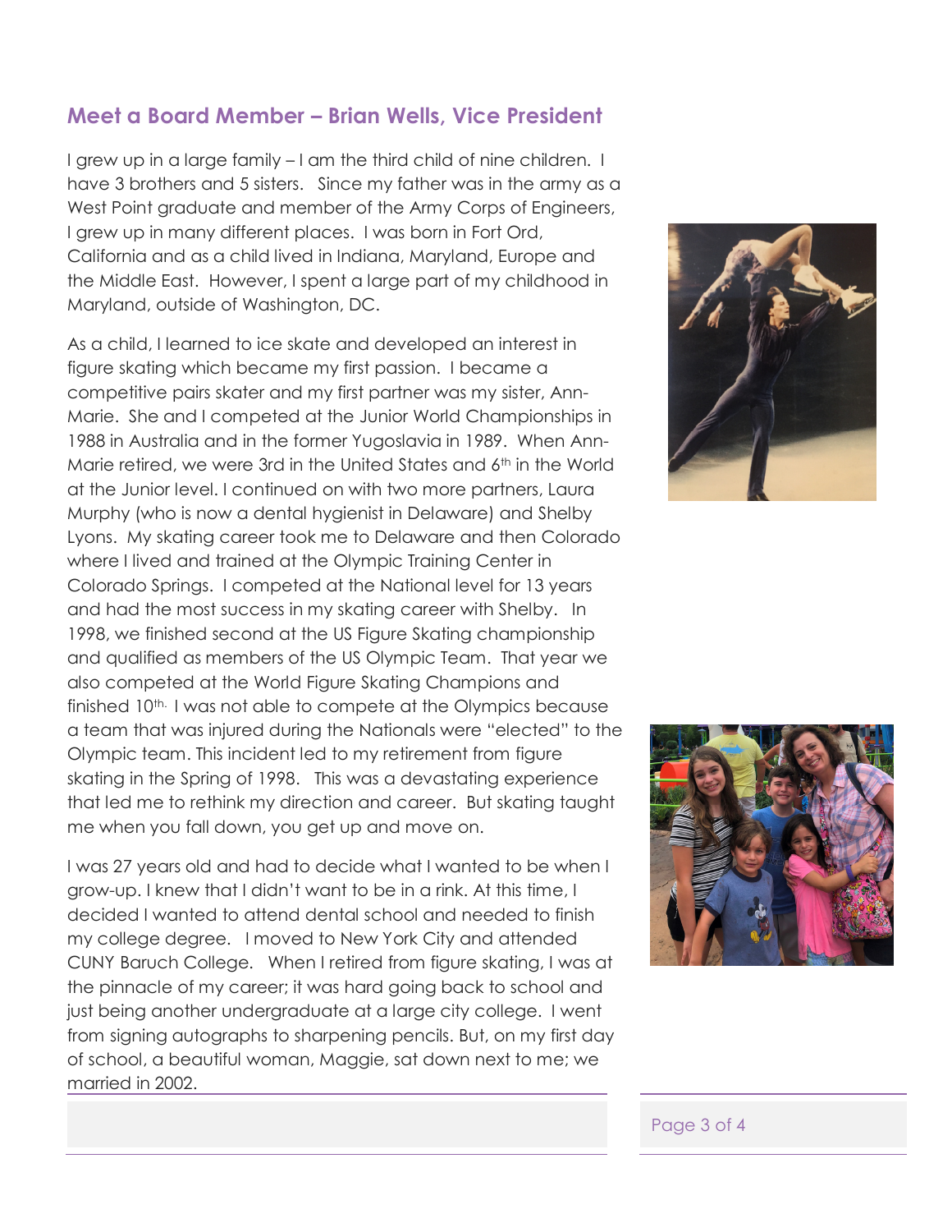## Meet a Board Member – Brian Wells, Vice President

I grew up in a large family – I am the third child of nine children. I have 3 brothers and 5 sisters. Since my father was in the army as a West Point graduate and member of the Army Corps of Engineers, I grew up in many different places. I was born in Fort Ord, California and as a child lived in Indiana, Maryland, Europe and the Middle East. However, I spent a large part of my childhood in Maryland, outside of Washington, DC.

As a child, I learned to ice skate and developed an interest in figure skating which became my first passion. I became a competitive pairs skater and my first partner was my sister, Ann-Marie. She and I competed at the Junior World Championships in 1988 in Australia and in the former Yugoslavia in 1989. When Ann-Marie retired, we were 3rd in the United States and 6th in the World at the Junior level. I continued on with two more partners, Laura Murphy (who is now a dental hygienist in Delaware) and Shelby Lyons. My skating career took me to Delaware and then Colorado where I lived and trained at the Olympic Training Center in Colorado Springs. I competed at the National level for 13 years and had the most success in my skating career with Shelby. In 1998, we finished second at the US Figure Skating championship and qualified as members of the US Olympic Team. That year we also competed at the World Figure Skating Champions and finished 10th. I was not able to compete at the Olympics because a team that was injured during the Nationals were "elected" to the Olympic team. This incident led to my retirement from figure skating in the Spring of 1998. This was a devastating experience that led me to rethink my direction and career. But skating taught me when you fall down, you get up and move on.

I was 27 years old and had to decide what I wanted to be when I grow-up. I knew that I didn't want to be in a rink. At this time, I decided I wanted to attend dental school and needed to finish my college degree. I moved to New York City and attended CUNY Baruch College. When I retired from figure skating, I was at the pinnacle of my career; it was hard going back to school and just being another undergraduate at a large city college. I went from signing autographs to sharpening pencils. But, on my first day of school, a beautiful woman, Maggie, sat down next to me; we married in 2002.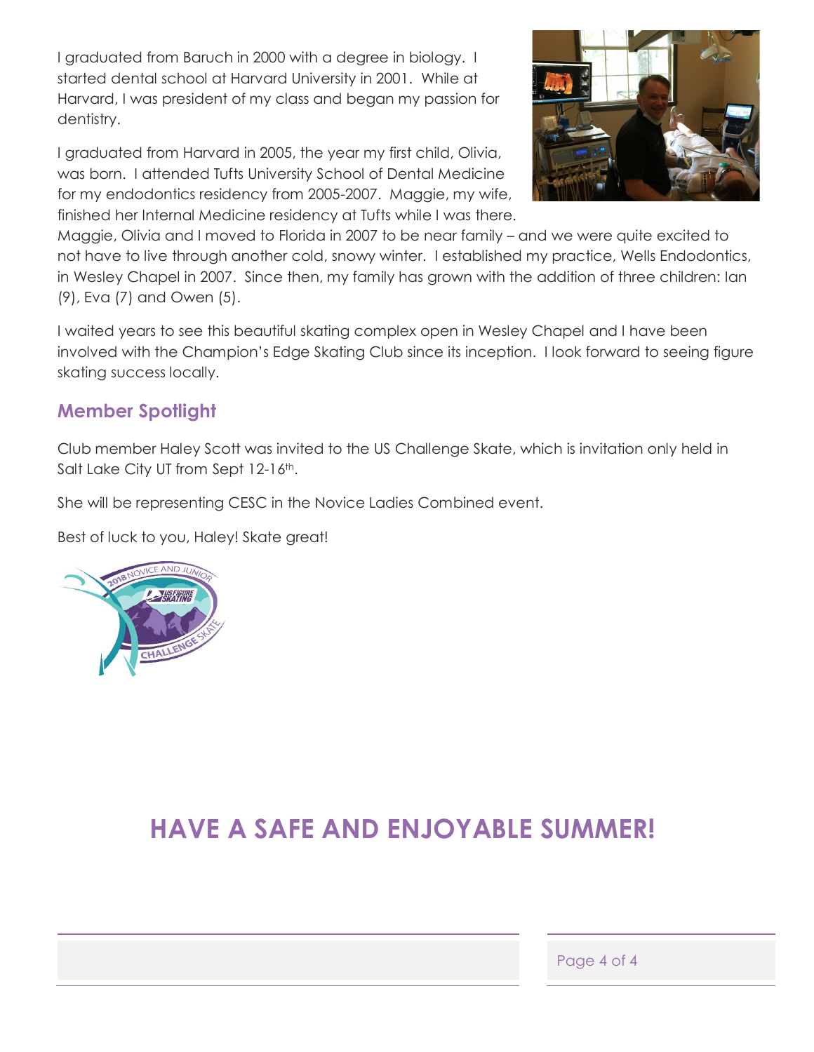I graduated from Baruch in 2000 with a degree in biology. I started dental school at Harvard University in 2001. While at Harvard, I was president of my class and began my passion for dentistry.

I graduated from Harvard in 2005, the year my first child, Olivia, was born. I attended Tufts University School of Dental Medicine for my endodontics residency from 2005-2007. Maggie, my wife, finished her Internal Medicine residency at Tufts while I was there. Maggie, Olivia and I moved to Florida in 2007 to be near family – and we were quite excited to not have to live through another cold, snowy winter. I established my practice, Wells Endodontics, in Wesley Chapel in 2007. Since then, my family has grown with the addition of three children: Ian (9), Eva (7) and Owen (5).

I waited years to see this beautiful skating complex open in Wesley Chapel and I have been involved with the Champion's Edge Skating Club since its inception. I look forward to seeing figure skating success locally.

## Member Spotlight

Club member Haley Scott was invited to the US Challenge Skate, which is invitation only held in Salt Lake City UT from Sept 12-16th.

She will be representing CESC in the Novice Ladies Combined event.

Best of luck to you, Haley! Skate great!

# HAVE A SAFE AND ENJOYABLE SUMMER!